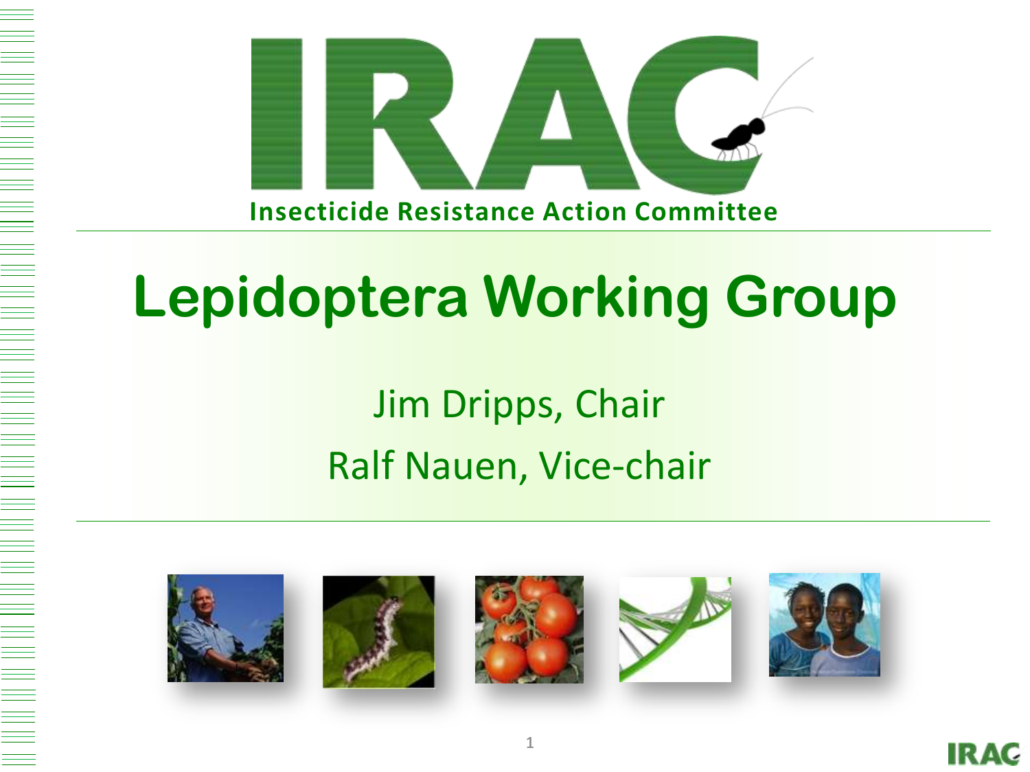# IRAC

Insecticide Resistance Action Committee

# Lepidoptera Working Group

Jim Dripps, Chair

Ralf Nauen, Vice-chair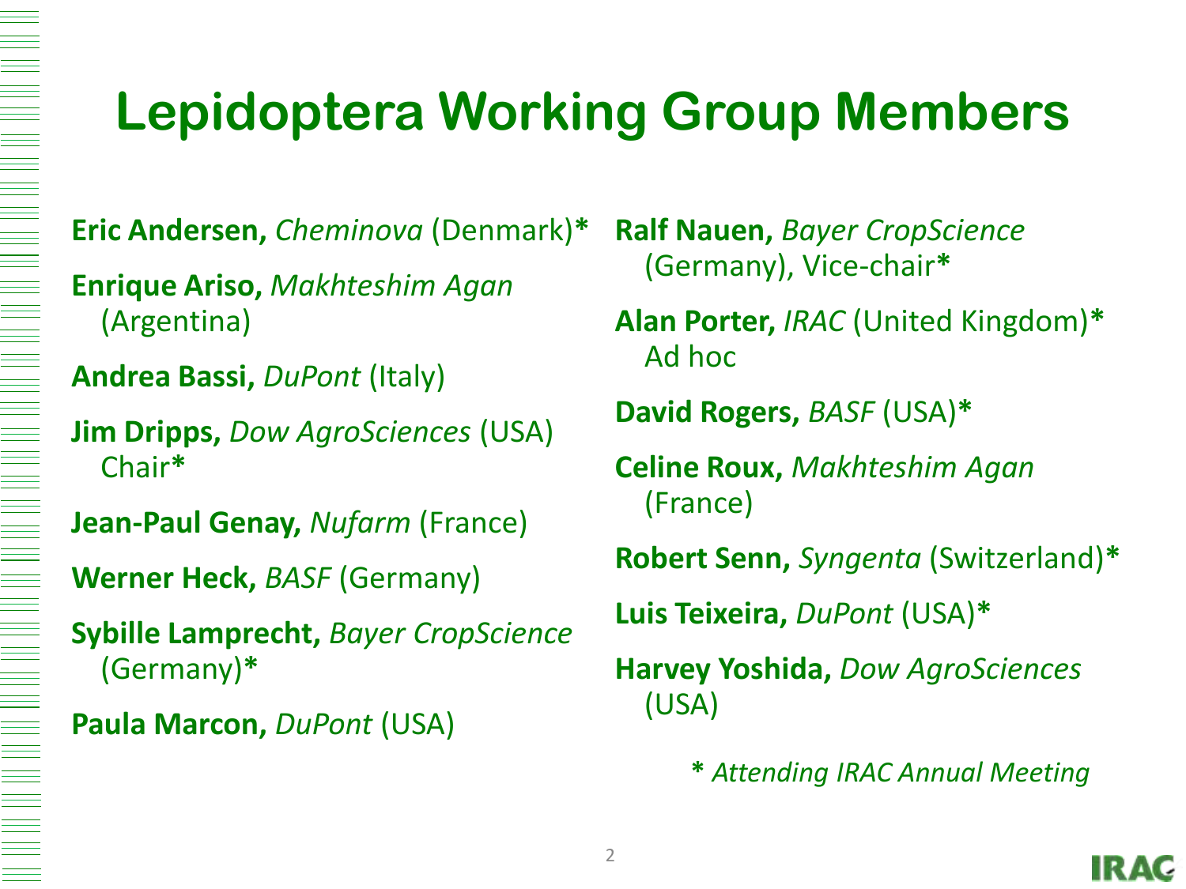# Lepidoptera Working Group Members

**Eric Andersen,** *Cheminova* (Denmark)**\***

**Enrique Ariso,** *Makhteshim Agan* (Argentina)

**Andrea Bassi,** *DuPont* (Italy)

**Jim Dripps,** *Dow AgroSciences* (USA) Chair**\***

**Jean-Paul Genay,** *Nufarm* (France)

**Werner Heck,** *BASF* (Germany)

**Sybille Lamprecht,** *Bayer CropScience* (Germany)**\***

**Paula Marcon,** *DuPont* (USA)

**Ralf Nauen,** *Bayer CropScience* (Germany), Vice-chair**\***

**Alan Porter,** *IRAC* (United Kingdom)**\*** Ad hoc

**David Rogers,** *BASF* (USA)**\***

**Celine Roux,** *Makhteshim Agan* (France)

**Robert Senn,** *Syngenta* (Switzerland)**\***

**Luis Teixeira,** *DuPont* (USA)**\***

**Harvey Yoshida,** *Dow AgroSciences* (USA)

**\*** *Attending IRAC Annual Meeting*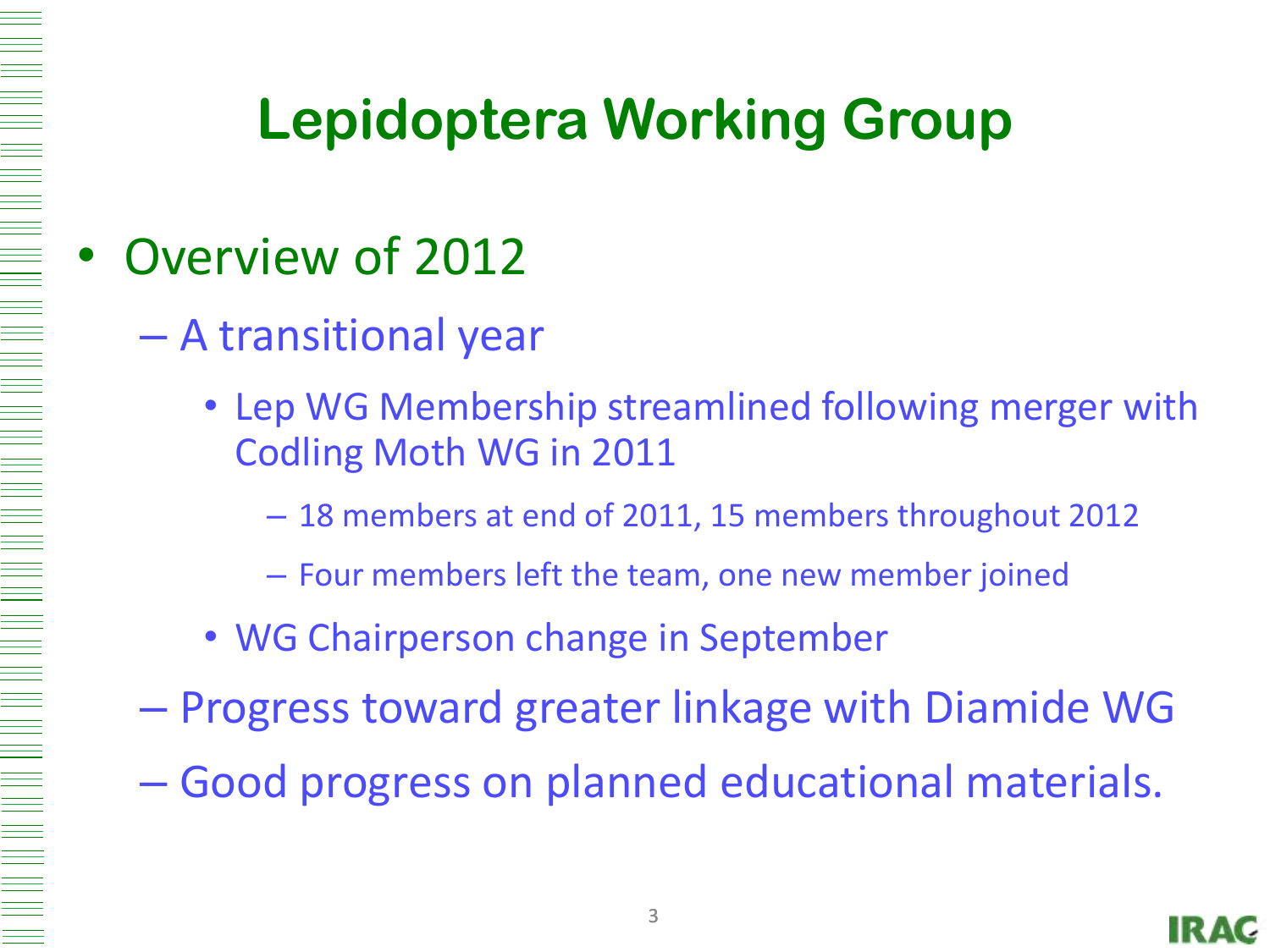# Lepidoptera Working Group

- Overview of 2012
  - A transitional year
    - Lep WG Membership streamlined following merger with Codling Moth WG in 2011
      - 18 members at end of 2011, 15 members throughout 2012
      - Four members left the team, one new member joined
    - WG Chairperson change in September
  - Progress toward greater linkage with Diamide WG
  - Good progress on planned educational materials.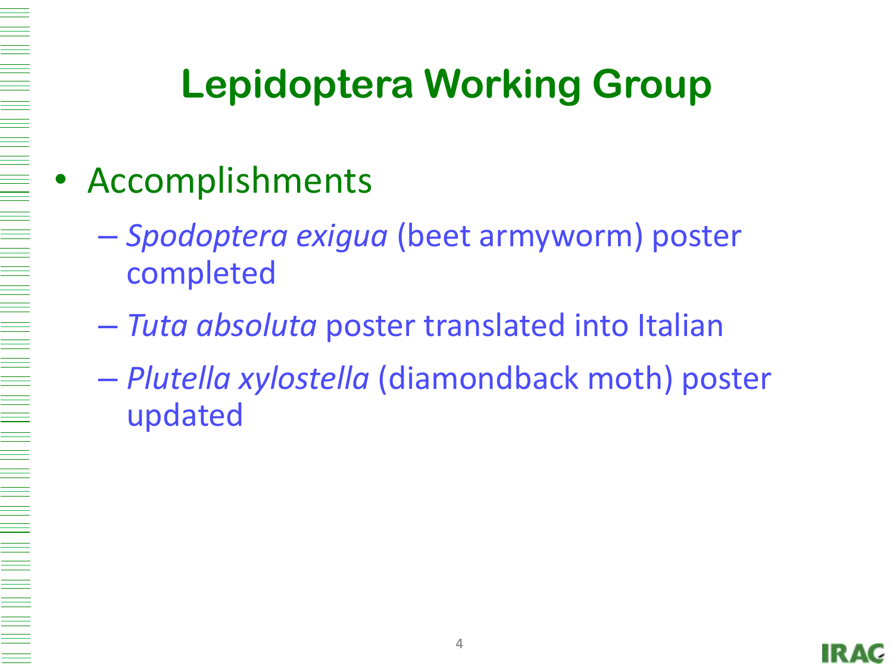# Lepidoptera Working Group

- Accomplishments
  - *Spodoptera exigua* (beet armyworm) poster completed
  - *Tuta absoluta* poster translated into Italian
  - *Plutella xylostella* (diamondback moth) poster updated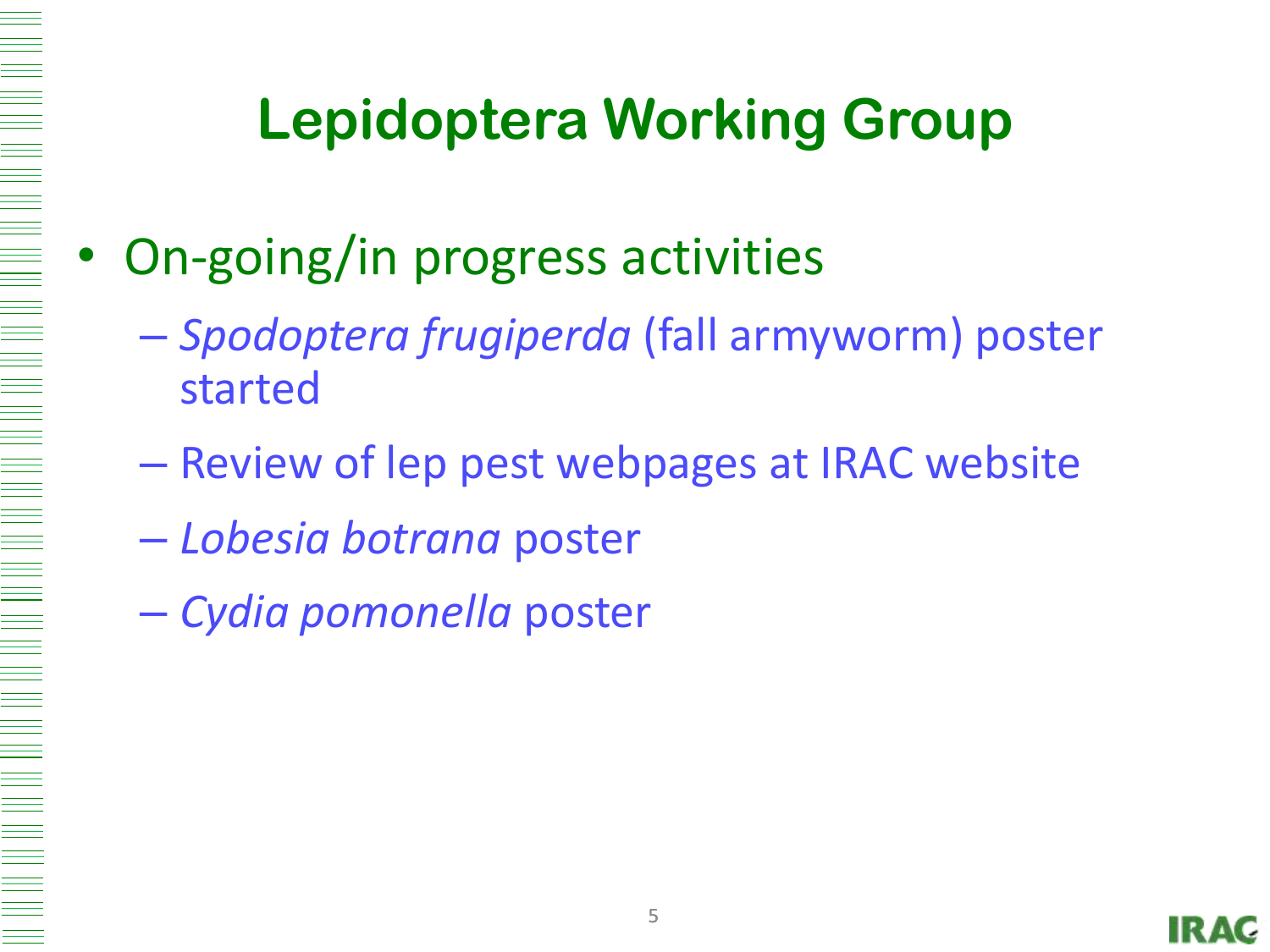# Lepidoptera Working Group

- On-going/in progress activities
  - *Spodoptera frugiperda* (fall armyworm) poster started
  - Review of lep pest webpages at IRAC website
  - *Lobesia botrana* poster
  - *Cydia pomonella* poster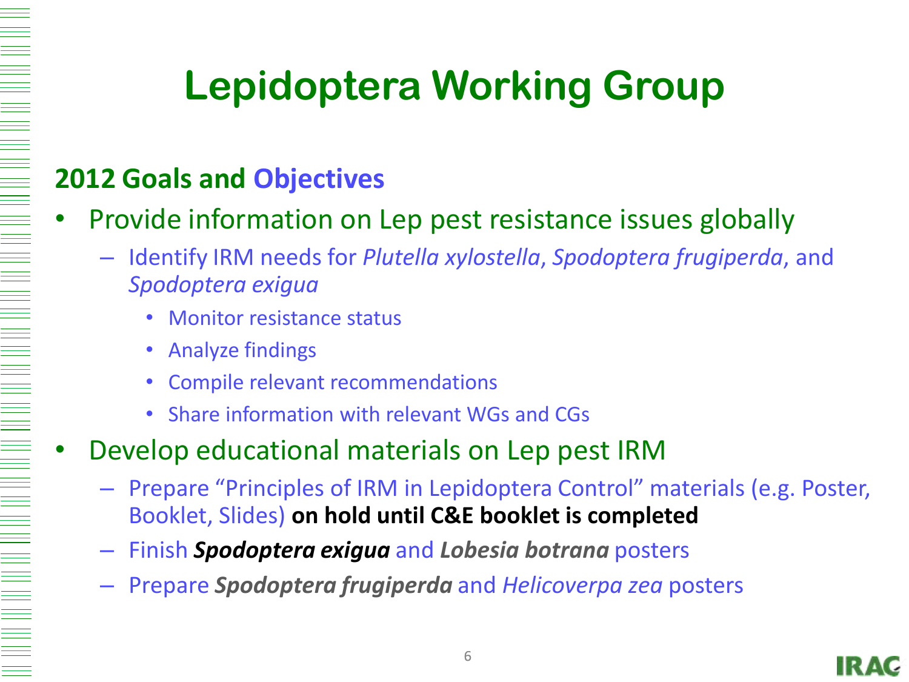# Lepidoptera Working Group

## 2012 Goals and Objectives

- Provide information on Lep pest resistance issues globally
  - Identify IRM needs for *Plutella xylostella*, *Spodoptera frugiperda*, and *Spodoptera exigua*
    - Monitor resistance status
    - Analyze findings
    - Compile relevant recommendations
    - Share information with relevant WGs and CGs
- Develop educational materials on Lep pest IRM
  - Prepare "Principles of IRM in Lepidoptera Control" materials (e.g. Poster, Booklet, Slides) **on hold until C&E booklet is completed**
  - Finish ***Spodoptera exigua*** and ***Lobesia botrana*** posters
  - Prepare ***Spodoptera frugiperda*** and *Helicoverpa zea* posters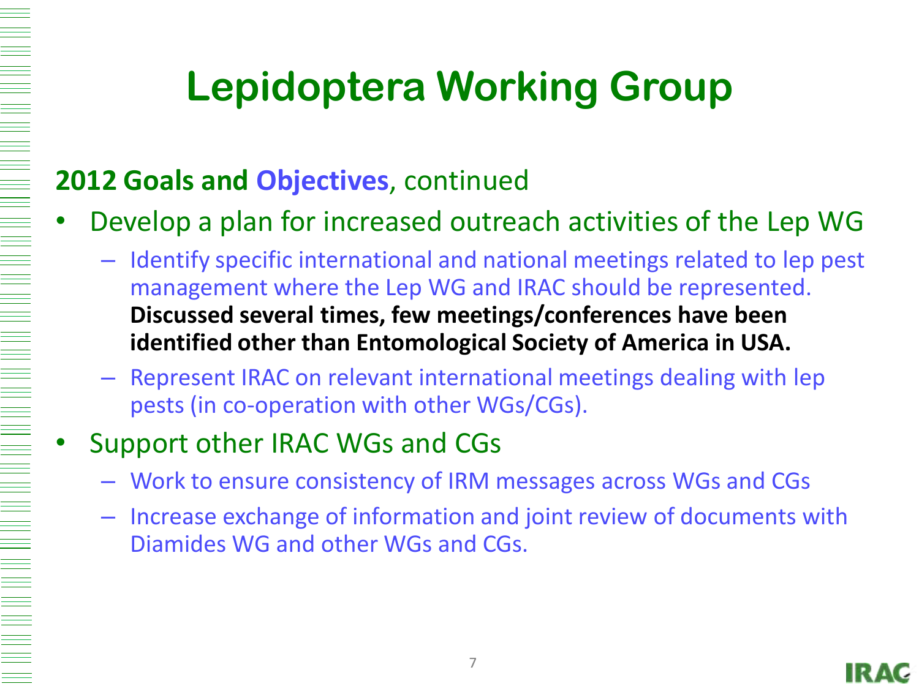# Lepidoptera Working Group

**2012 Goals and Objectives**, continued

- Develop a plan for increased outreach activities of the Lep WG
  - Identify specific international and national meetings related to lep pest management where the Lep WG and IRAC should be represented. **Discussed several times, few meetings/conferences have been identified other than Entomological Society of America in USA.**
  - Represent IRAC on relevant international meetings dealing with lep pests (in co-operation with other WGs/CGs).
- Support other IRAC WGs and CGs
  - Work to ensure consistency of IRM messages across WGs and CGs
  - Increase exchange of information and joint review of documents with Diamides WG and other WGs and CGs.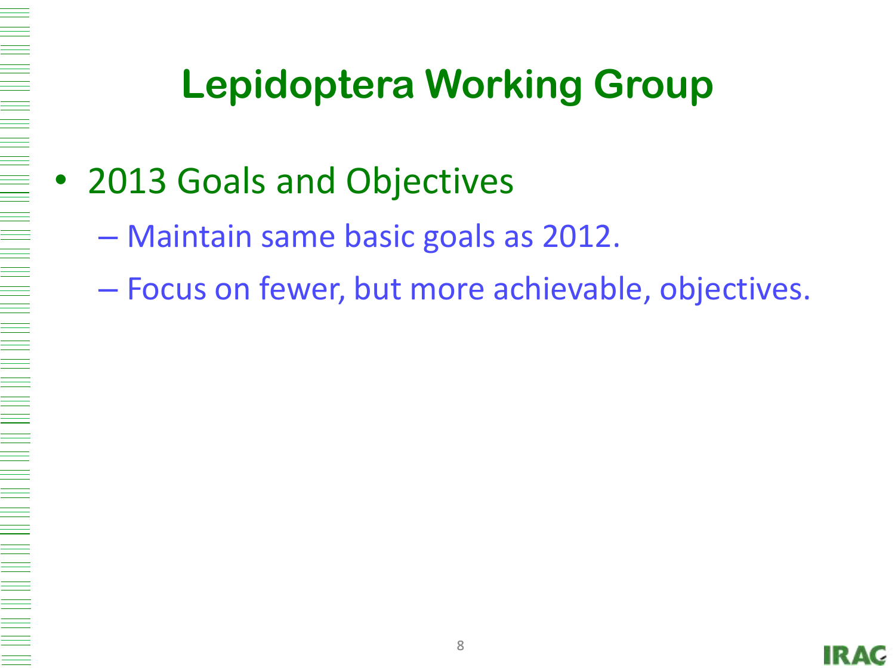# Lepidoptera Working Group

- 2013 Goals and Objectives
  - Maintain same basic goals as 2012.
  - Focus on fewer, but more achievable, objectives.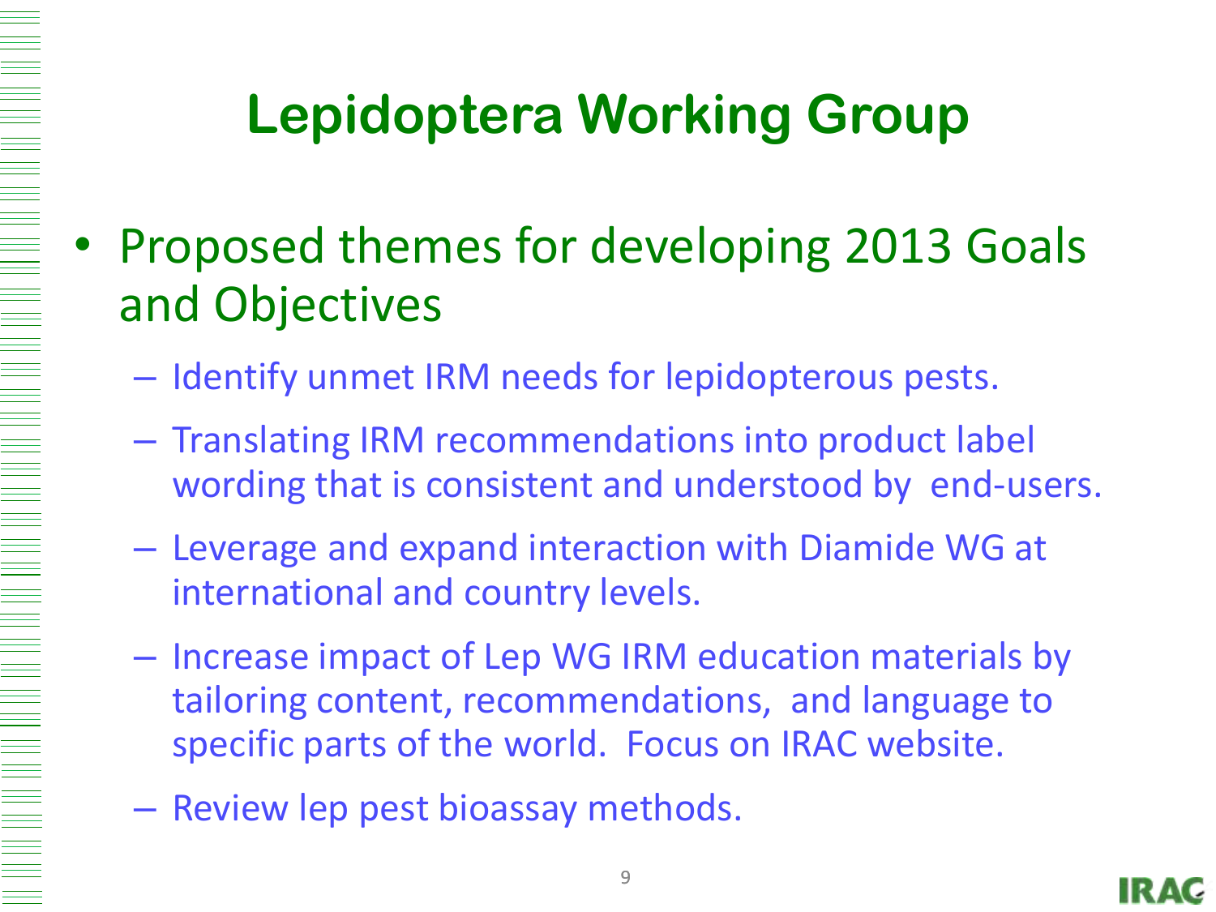# Lepidoptera Working Group

- Proposed themes for developing 2013 Goals and Objectives
  - Identify unmet IRM needs for lepidopterous pests.
  - Translating IRM recommendations into product label wording that is consistent and understood by end-users.
  - Leverage and expand interaction with Diamide WG at international and country levels.
  - Increase impact of Lep WG IRM education materials by tailoring content, recommendations, and language to specific parts of the world. Focus on IRAC website.
  - Review lep pest bioassay methods.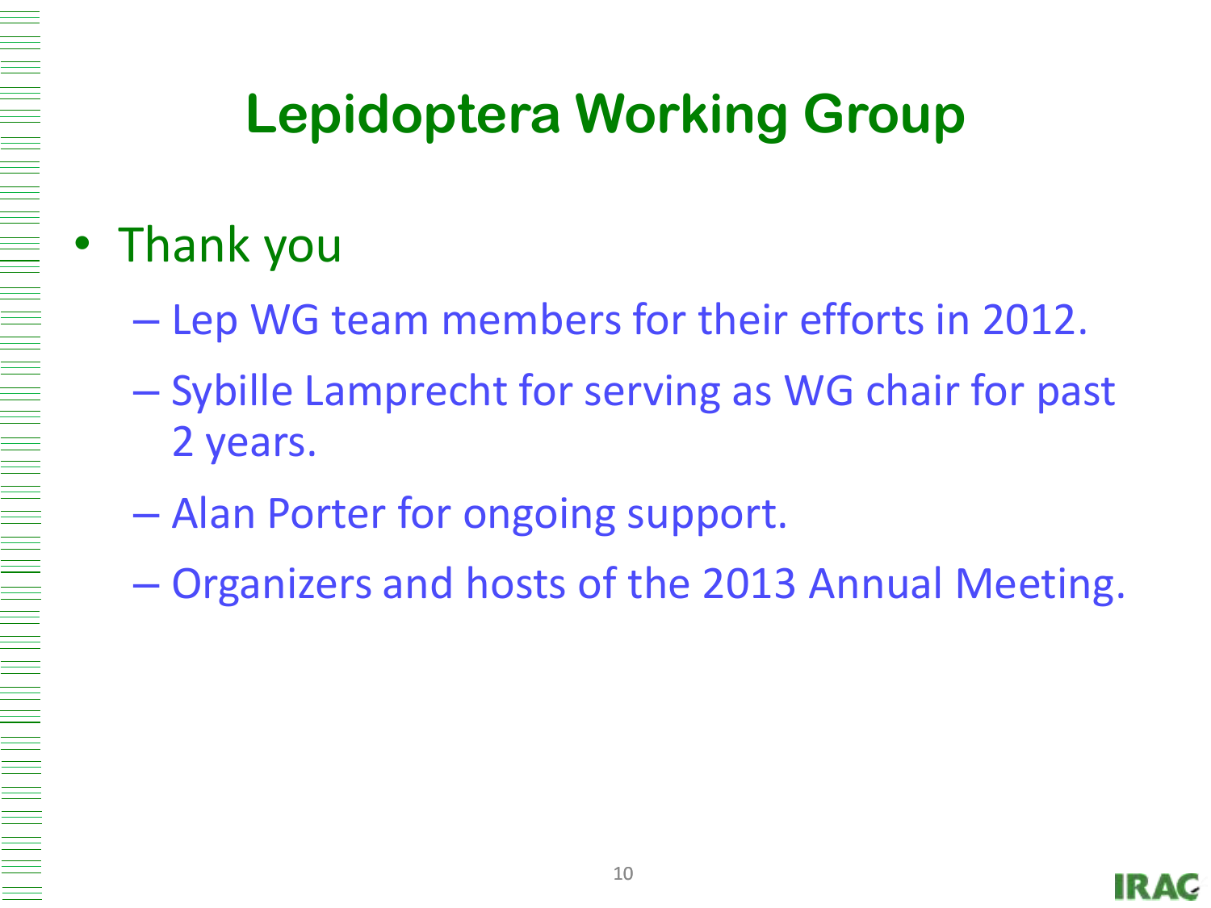# Lepidoptera Working Group

- Thank you
  - Lep WG team members for their efforts in 2012.
  - Sybille Lamprecht for serving as WG chair for past 2 years.
  - Alan Porter for ongoing support.
  - Organizers and hosts of the 2013 Annual Meeting.